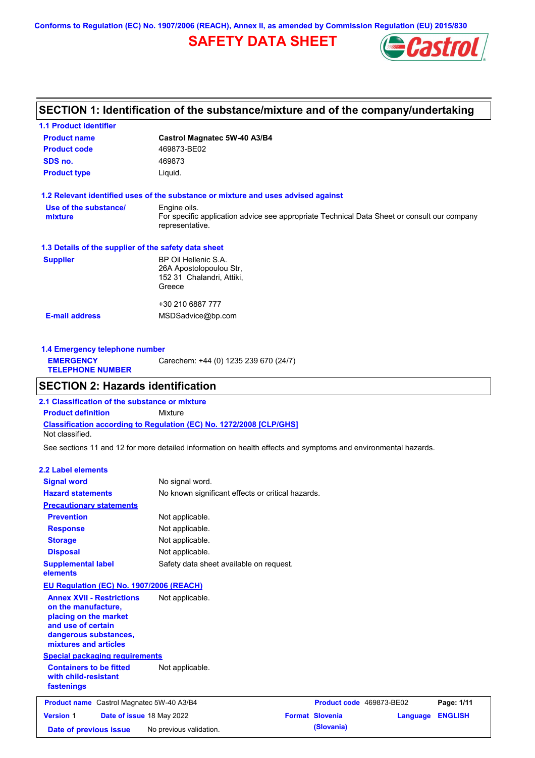Conforms to Regulation (EC) No. 1907/2006 (REACH), Annex II, as amended by Commission Regulation (EU) 2015/830

# SAFETY DATA SHEET

## SECTION 1: Identification of the substance/mixture and of the company/undertaking

### 1.1 Product identifier

**Product name** Castrol Magnatec 5W-40 A3/B4

**Product code** 469873-BE02

**SDS no.** 469873

**Product type** Liquid.

### 1.2 Relevant identified uses of the substance or mixture and uses advised against

**Use of the substance/mixture** Engine oils.
For specific application advice see appropriate Technical Data Sheet or consult our company representative.

### 1.3 Details of the supplier of the safety data sheet

**Supplier** BP Oil Hellenic S.A.
26A Apostolopoulou Str,
152 31 Chalandri, Attiki,
Greece

+30 210 6887 777

**E-mail address** MSDSadvice@bp.com

### 1.4 Emergency telephone number

**EMERGENCY TELEPHONE NUMBER** Carechem: +44 (0) 1235 239 670 (24/7)

## SECTION 2: Hazards identification

### 2.1 Classification of the substance or mixture

**Product definition** Mixture

**Classification according to Regulation (EC) No. 1272/2008 [CLP/GHS]**

Not classified.

See sections 11 and 12 for more detailed information on health effects and symptoms and environmental hazards.

### 2.2 Label elements

**Signal word** No signal word.

**Hazard statements** No known significant effects or critical hazards.

**Precautionary statements**

**Prevention** Not applicable.

**Response** Not applicable.

**Storage** Not applicable.

**Disposal** Not applicable.

**Supplemental label elements** Safety data sheet available on request.

**EU Regulation (EC) No. 1907/2006 (REACH)**

**Annex XVII - Restrictions on the manufacture, placing on the market and use of certain dangerous substances, mixtures and articles** Not applicable.

**Special packaging requirements**

**Containers to be fitted with child-resistant fastenings** Not applicable.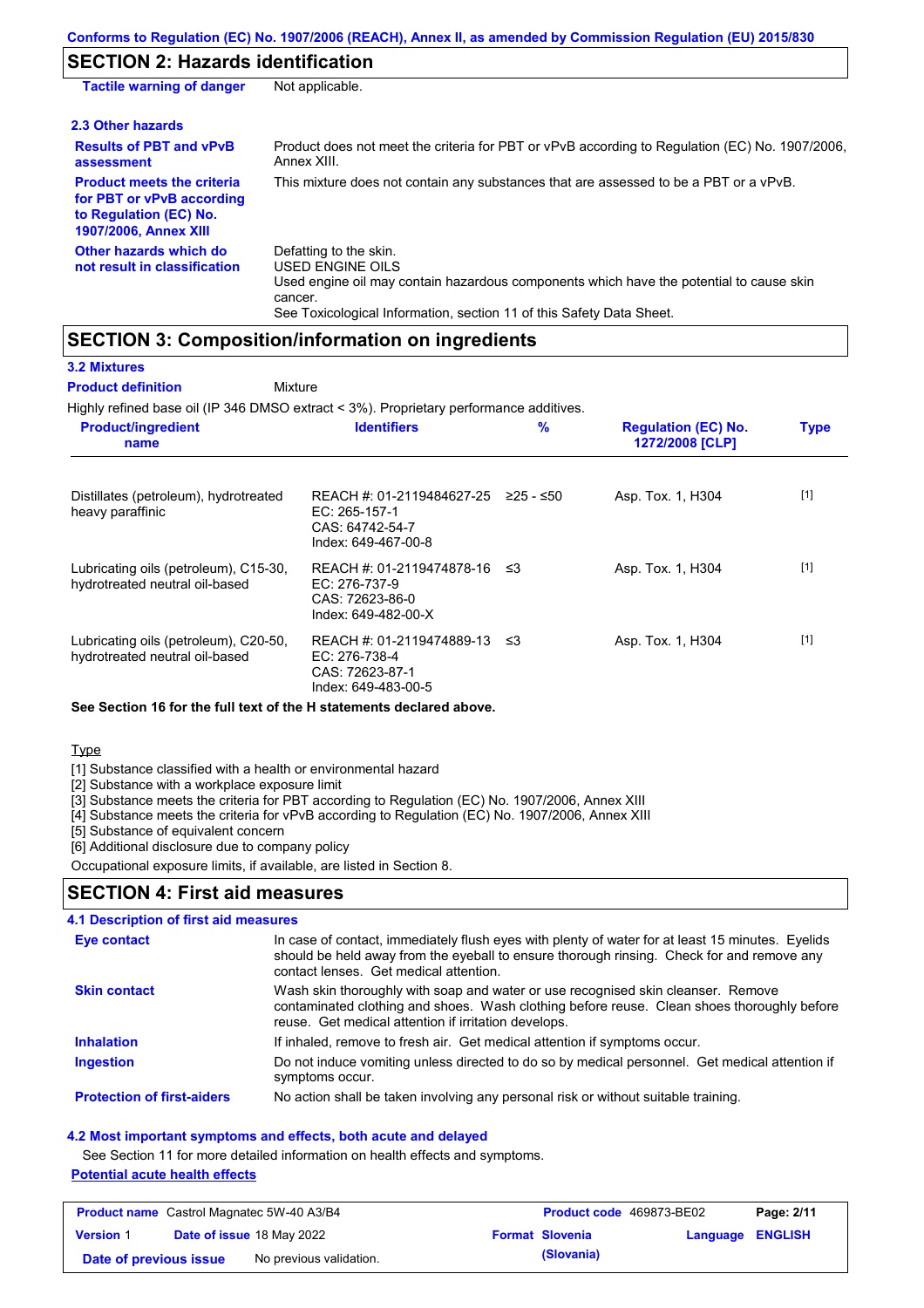## SECTION 2: Hazards identification

| | |
|---|---|
| **Tactile warning of danger** | Not applicable. |

### 2.3 Other hazards

| | |
|---|---|
| **Results of PBT and vPvB assessment** | Product does not meet the criteria for PBT or vPvB according to Regulation (EC) No. 1907/2006, Annex XIII. |
| **Product meets the criteria for PBT or vPvB according to Regulation (EC) No. 1907/2006, Annex XIII** | This mixture does not contain any substances that are assessed to be a PBT or a vPvB. |
| **Other hazards which do not result in classification** | Defatting to the skin.<br>USED ENGINE OILS<br>Used engine oil may contain hazardous components which have the potential to cause skin cancer.<br>See Toxicological Information, section 11 of this Safety Data Sheet. |

## SECTION 3: Composition/information on ingredients

### 3.2 Mixtures

**Product definition** Mixture

Highly refined base oil (IP 346 DMSO extract < 3%). Proprietary performance additives.

| Product/ingredient name | Identifiers | % | Regulation (EC) No. 1272/2008 [CLP] | Type |
|---|---|---|---|---|
| Distillates (petroleum), hydrotreated heavy paraffinic | REACH #: 01-2119484627-25<br>EC: 265-157-1<br>CAS: 64742-54-7<br>Index: 649-467-00-8 | ≥25 - ≤50 | Asp. Tox. 1, H304 | [1] |
| Lubricating oils (petroleum), C15-30, hydrotreated neutral oil-based | REACH #: 01-2119474878-16<br>EC: 276-737-9<br>CAS: 72623-86-0<br>Index: 649-482-00-X | ≤3 | Asp. Tox. 1, H304 | [1] |
| Lubricating oils (petroleum), C20-50, hydrotreated neutral oil-based | REACH #: 01-2119474889-13<br>EC: 276-738-4<br>CAS: 72623-87-1<br>Index: 649-483-00-5 | ≤3 | Asp. Tox. 1, H304 | [1] |

**See Section 16 for the full text of the H statements declared above.**

Type

[1] Substance classified with a health or environmental hazard
[2] Substance with a workplace exposure limit
[3] Substance meets the criteria for PBT according to Regulation (EC) No. 1907/2006, Annex XIII
[4] Substance meets the criteria for vPvB according to Regulation (EC) No. 1907/2006, Annex XIII
[5] Substance of equivalent concern
[6] Additional disclosure due to company policy

Occupational exposure limits, if available, are listed in Section 8.

## SECTION 4: First aid measures

### 4.1 Description of first aid measures

| | |
|---|---|
| **Eye contact** | In case of contact, immediately flush eyes with plenty of water for at least 15 minutes. Eyelids should be held away from the eyeball to ensure thorough rinsing. Check for and remove any contact lenses. Get medical attention. |
| **Skin contact** | Wash skin thoroughly with soap and water or use recognised skin cleanser. Remove contaminated clothing and shoes. Wash clothing before reuse. Clean shoes thoroughly before reuse. Get medical attention if irritation develops. |
| **Inhalation** | If inhaled, remove to fresh air. Get medical attention if symptoms occur. |
| **Ingestion** | Do not induce vomiting unless directed to do so by medical personnel. Get medical attention if symptoms occur. |
| **Protection of first-aiders** | No action shall be taken involving any personal risk or without suitable training. |

### 4.2 Most important symptoms and effects, both acute and delayed

See Section 11 for more detailed information on health effects and symptoms.

**Potential acute health effects**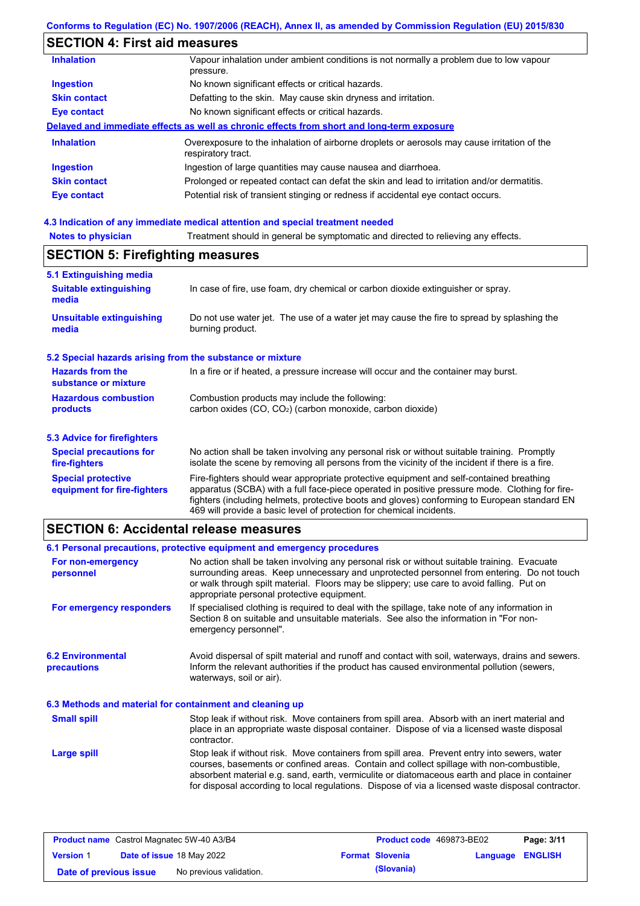## SECTION 4: First aid measures

| | |
|---|---|
| **Inhalation** | Vapour inhalation under ambient conditions is not normally a problem due to low vapour pressure. |
| **Ingestion** | No known significant effects or critical hazards. |
| **Skin contact** | Defatting to the skin. May cause skin dryness and irritation. |
| **Eye contact** | No known significant effects or critical hazards. |

**Delayed and immediate effects as well as chronic effects from short and long-term exposure**

| | |
|---|---|
| **Inhalation** | Overexposure to the inhalation of airborne droplets or aerosols may cause irritation of the respiratory tract. |
| **Ingestion** | Ingestion of large quantities may cause nausea and diarrhoea. |
| **Skin contact** | Prolonged or repeated contact can defat the skin and lead to irritation and/or dermatitis. |
| **Eye contact** | Potential risk of transient stinging or redness if accidental eye contact occurs. |

### 4.3 Indication of any immediate medical attention and special treatment needed

| | |
|---|---|
| **Notes to physician** | Treatment should in general be symptomatic and directed to relieving any effects. |

## SECTION 5: Firefighting measures

### 5.1 Extinguishing media

| | |
|---|---|
| **Suitable extinguishing media** | In case of fire, use foam, dry chemical or carbon dioxide extinguisher or spray. |
| **Unsuitable extinguishing media** | Do not use water jet. The use of a water jet may cause the fire to spread by splashing the burning product. |

### 5.2 Special hazards arising from the substance or mixture

| | |
|---|---|
| **Hazards from the substance or mixture** | In a fire or if heated, a pressure increase will occur and the container may burst. |
| **Hazardous combustion products** | Combustion products may include the following: carbon oxides (CO, $CO_2$) (carbon monoxide, carbon dioxide) |

### 5.3 Advice for firefighters

| | |
|---|---|
| **Special precautions for fire-fighters** | No action shall be taken involving any personal risk or without suitable training. Promptly isolate the scene by removing all persons from the vicinity of the incident if there is a fire. |
| **Special protective equipment for fire-fighters** | Fire-fighters should wear appropriate protective equipment and self-contained breathing apparatus (SCBA) with a full face-piece operated in positive pressure mode. Clothing for fire-fighters (including helmets, protective boots and gloves) conforming to European standard EN 469 will provide a basic level of protection for chemical incidents. |

## SECTION 6: Accidental release measures

### 6.1 Personal precautions, protective equipment and emergency procedures

| | |
|---|---|
| **For non-emergency personnel** | No action shall be taken involving any personal risk or without suitable training. Evacuate surrounding areas. Keep unnecessary and unprotected personnel from entering. Do not touch or walk through spilt material. Floors may be slippery; use care to avoid falling. Put on appropriate personal protective equipment. |
| **For emergency responders** | If specialised clothing is required to deal with the spillage, take note of any information in Section 8 on suitable and unsuitable materials. See also the information in "For non-emergency personnel". |

| | |
|---|---|
| **6.2 Environmental precautions** | Avoid dispersal of spilt material and runoff and contact with soil, waterways, drains and sewers. Inform the relevant authorities if the product has caused environmental pollution (sewers, waterways, soil or air). |

### 6.3 Methods and material for containment and cleaning up

| | |
|---|---|
| **Small spill** | Stop leak if without risk. Move containers from spill area. Absorb with an inert material and place in an appropriate waste disposal container. Dispose of via a licensed waste disposal contractor. |
| **Large spill** | Stop leak if without risk. Move containers from spill area. Prevent entry into sewers, water courses, basements or confined areas. Contain and collect spillage with non-combustible, absorbent material e.g. sand, earth, vermiculite or diatomaceous earth and place in container for disposal according to local regulations. Dispose of via a licensed waste disposal contractor. |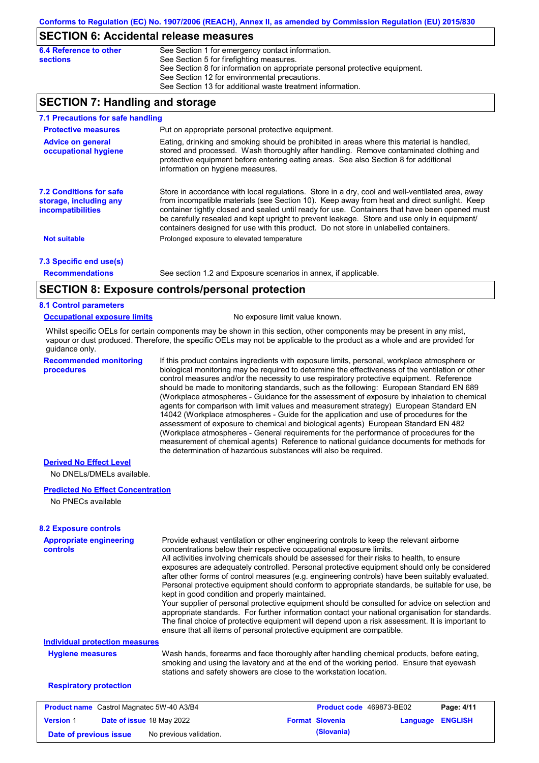## SECTION 6: Accidental release measures

**6.4 Reference to other sections**

See Section 1 for emergency contact information.
See Section 5 for firefighting measures.
See Section 8 for information on appropriate personal protective equipment.
See Section 12 for environmental precautions.
See Section 13 for additional waste treatment information.

## SECTION 7: Handling and storage

### 7.1 Precautions for safe handling

**Protective measures**

Put on appropriate personal protective equipment.

**Advice on general occupational hygiene**

Eating, drinking and smoking should be prohibited in areas where this material is handled, stored and processed. Wash thoroughly after handling. Remove contaminated clothing and protective equipment before entering eating areas. See also Section 8 for additional information on hygiene measures.

### 7.2 Conditions for safe storage, including any incompatibilities

Store in accordance with local regulations. Store in a dry, cool and well-ventilated area, away from incompatible materials (see Section 10). Keep away from heat and direct sunlight. Keep container tightly closed and sealed until ready for use. Containers that have been opened must be carefully resealed and kept upright to prevent leakage. Store and use only in equipment/ containers designed for use with this product. Do not store in unlabelled containers.

**Not suitable**

Prolonged exposure to elevated temperature

### 7.3 Specific end use(s)

**Recommendations**

See section 1.2 and Exposure scenarios in annex, if applicable.

## SECTION 8: Exposure controls/personal protection

### 8.1 Control parameters

**Occupational exposure limits**

No exposure limit value known.

Whilst specific OELs for certain components may be shown in this section, other components may be present in any mist, vapour or dust produced. Therefore, the specific OELs may not be applicable to the product as a whole and are provided for guidance only.

**Recommended monitoring procedures**

If this product contains ingredients with exposure limits, personal, workplace atmosphere or biological monitoring may be required to determine the effectiveness of the ventilation or other control measures and/or the necessity to use respiratory protective equipment. Reference should be made to monitoring standards, such as the following: European Standard EN 689 (Workplace atmospheres - Guidance for the assessment of exposure by inhalation to chemical agents for comparison with limit values and measurement strategy) European Standard EN 14042 (Workplace atmospheres - Guide for the application and use of procedures for the assessment of exposure to chemical and biological agents) European Standard EN 482 (Workplace atmospheres - General requirements for the performance of procedures for the measurement of chemical agents) Reference to national guidance documents for methods for the determination of hazardous substances will also be required.

**Derived No Effect Level**

No DNELs/DMELs available.

**Predicted No Effect Concentration**

No PNECs available

### 8.2 Exposure controls

**Appropriate engineering controls**

Provide exhaust ventilation or other engineering controls to keep the relevant airborne concentrations below their respective occupational exposure limits.
All activities involving chemicals should be assessed for their risks to health, to ensure exposures are adequately controlled. Personal protective equipment should only be considered after other forms of control measures (e.g. engineering controls) have been suitably evaluated. Personal protective equipment should conform to appropriate standards, be suitable for use, be kept in good condition and properly maintained.
Your supplier of personal protective equipment should be consulted for advice on selection and appropriate standards. For further information contact your national organisation for standards. The final choice of protective equipment will depend upon a risk assessment. It is important to ensure that all items of personal protective equipment are compatible.

**Individual protection measures**

**Hygiene measures**

Wash hands, forearms and face thoroughly after handling chemical products, before eating, smoking and using the lavatory and at the end of the working period. Ensure that eyewash stations and safety showers are close to the workstation location.

**Respiratory protection**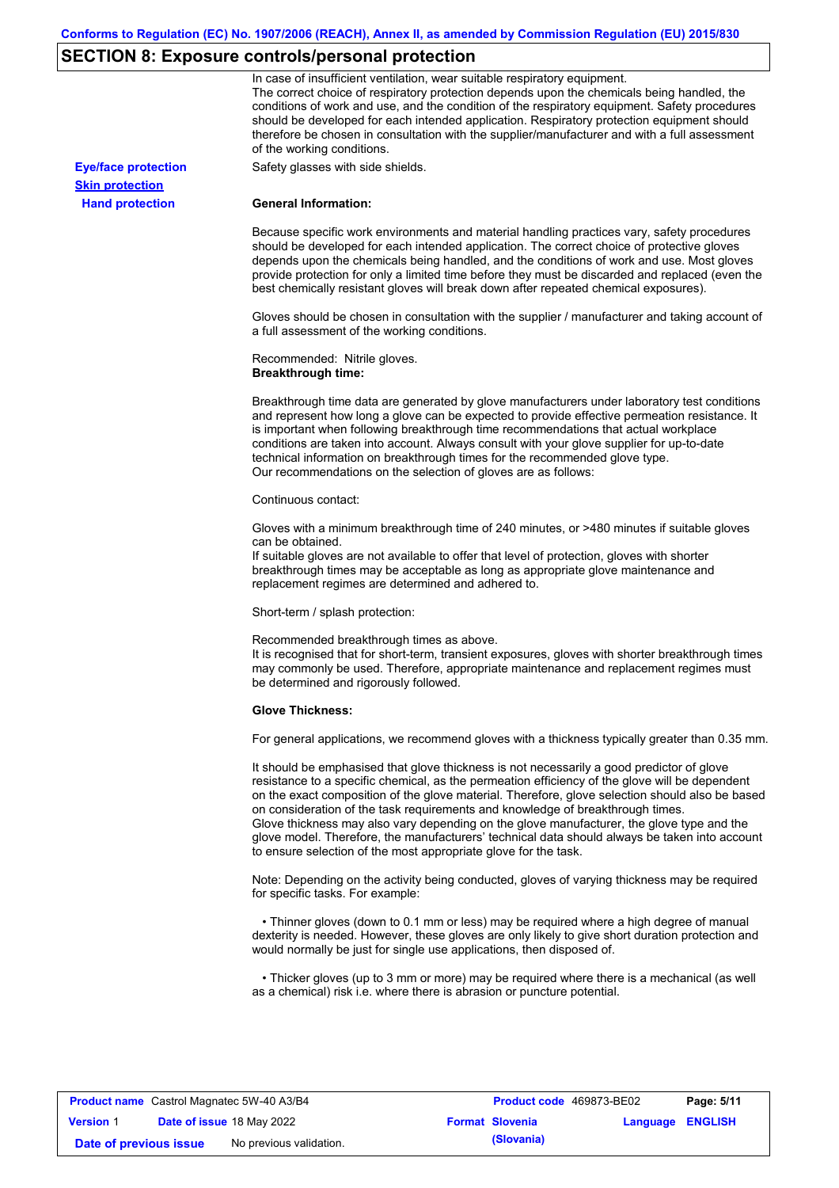## SECTION 8: Exposure controls/personal protection

In case of insufficient ventilation, wear suitable respiratory equipment.
The correct choice of respiratory protection depends upon the chemicals being handled, the conditions of work and use, and the condition of the respiratory equipment. Safety procedures should be developed for each intended application. Respiratory protection equipment should therefore be chosen in consultation with the supplier/manufacturer and with a full assessment of the working conditions.

**Eye/face protection**

Safety glasses with side shields.

**Skin protection**

**Hand protection**

**General Information:**

Because specific work environments and material handling practices vary, safety procedures should be developed for each intended application. The correct choice of protective gloves depends upon the chemicals being handled, and the conditions of work and use. Most gloves provide protection for only a limited time before they must be discarded and replaced (even the best chemically resistant gloves will break down after repeated chemical exposures).

Gloves should be chosen in consultation with the supplier / manufacturer and taking account of a full assessment of the working conditions.

Recommended: Nitrile gloves.
**Breakthrough time:**

Breakthrough time data are generated by glove manufacturers under laboratory test conditions and represent how long a glove can be expected to provide effective permeation resistance. It is important when following breakthrough time recommendations that actual workplace conditions are taken into account. Always consult with your glove supplier for up-to-date technical information on breakthrough times for the recommended glove type.
Our recommendations on the selection of gloves are as follows:

Continuous contact:

Gloves with a minimum breakthrough time of 240 minutes, or >480 minutes if suitable gloves can be obtained.
If suitable gloves are not available to offer that level of protection, gloves with shorter breakthrough times may be acceptable as long as appropriate glove maintenance and replacement regimes are determined and adhered to.

Short-term / splash protection:

Recommended breakthrough times as above.
It is recognised that for short-term, transient exposures, gloves with shorter breakthrough times may commonly be used. Therefore, appropriate maintenance and replacement regimes must be determined and rigorously followed.

**Glove Thickness:**

For general applications, we recommend gloves with a thickness typically greater than 0.35 mm.

It should be emphasised that glove thickness is not necessarily a good predictor of glove resistance to a specific chemical, as the permeation efficiency of the glove will be dependent on the exact composition of the glove material. Therefore, glove selection should also be based on consideration of the task requirements and knowledge of breakthrough times.
Glove thickness may also vary depending on the glove manufacturer, the glove type and the glove model. Therefore, the manufacturers' technical data should always be taken into account to ensure selection of the most appropriate glove for the task.

Note: Depending on the activity being conducted, gloves of varying thickness may be required for specific tasks. For example:

- Thinner gloves (down to 0.1 mm or less) may be required where a high degree of manual dexterity is needed. However, these gloves are only likely to give short duration protection and would normally be just for single use applications, then disposed of.

- Thicker gloves (up to 3 mm or more) may be required where there is a mechanical (as well as a chemical) risk i.e. where there is abrasion or puncture potential.

| **Product name** Castrol Magnatec 5W-40 A3/B4 | | **Product code** 469873-BE02 | **Page: 5/11** |
|---|---|---|---|
| **Version** 1 | **Date of issue** 18 May 2022 | **Format Slovenia (Slovania)** | **Language ENGLISH** |
| **Date of previous issue** | No previous validation. | | |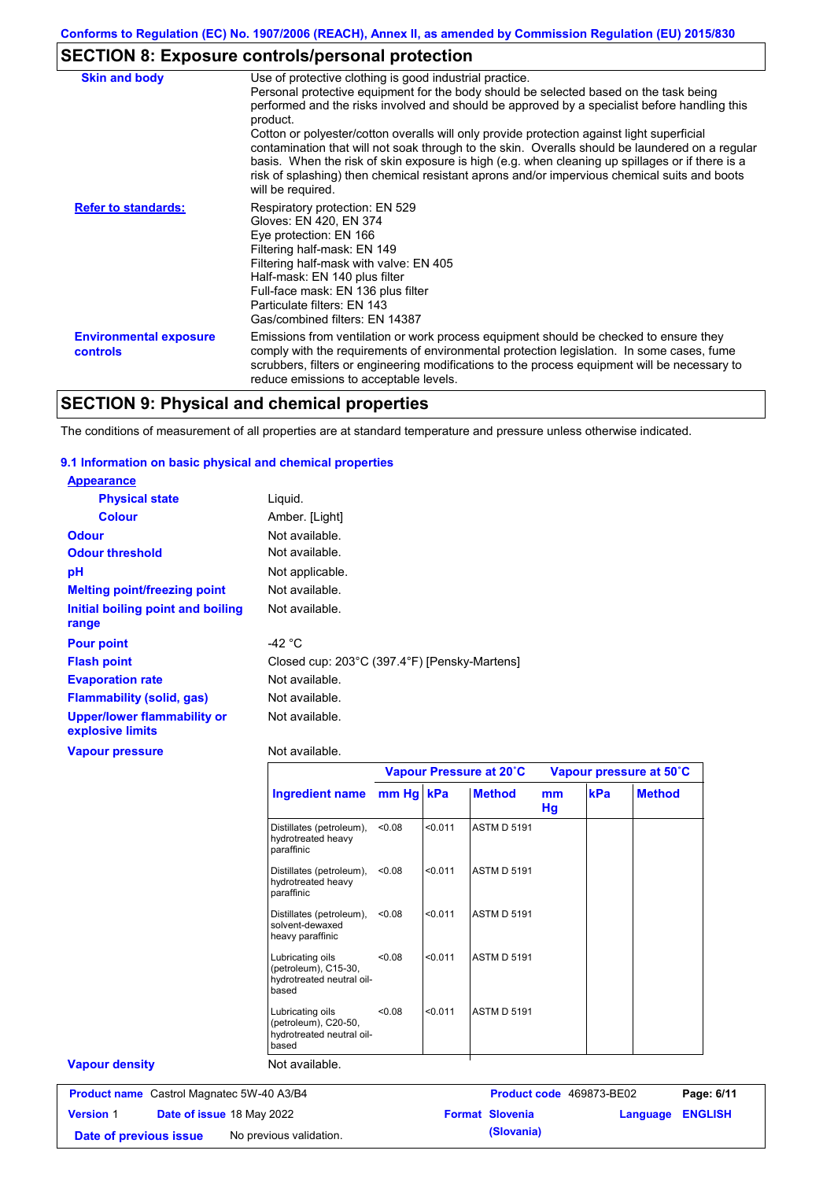## SECTION 8: Exposure controls/personal protection

| | |
|---|---|
| **Skin and body** | Use of protective clothing is good industrial practice. Personal protective equipment for the body should be selected based on the task being performed and the risks involved and should be approved by a specialist before handling this product. Cotton or polyester/cotton overalls will only provide protection against light superficial contamination that will not soak through to the skin. Overalls should be laundered on a regular basis. When the risk of skin exposure is high (e.g. when cleaning up spillages or if there is a risk of splashing) then chemical resistant aprons and/or impervious chemical suits and boots will be required. |
| **Refer to standards:** | Respiratory protection: EN 529<br>Gloves: EN 420, EN 374<br>Eye protection: EN 166<br>Filtering half-mask: EN 149<br>Filtering half-mask with valve: EN 405<br>Half-mask: EN 140 plus filter<br>Full-face mask: EN 136 plus filter<br>Particulate filters: EN 143<br>Gas/combined filters: EN 14387 |
| **Environmental exposure controls** | Emissions from ventilation or work process equipment should be checked to ensure they comply with the requirements of environmental protection legislation. In some cases, fume scrubbers, filters or engineering modifications to the process equipment will be necessary to reduce emissions to acceptable levels. |

## SECTION 9: Physical and chemical properties

The conditions of measurement of all properties are at standard temperature and pressure unless otherwise indicated.

### 9.1 Information on basic physical and chemical properties

**Appearance**

| | |
|---|---|
| **Physical state** | Liquid. |
| **Colour** | Amber. [Light] |
| **Odour** | Not available. |
| **Odour threshold** | Not available. |
| **pH** | Not applicable. |
| **Melting point/freezing point** | Not available. |
| **Initial boiling point and boiling range** | Not available. |
| **Pour point** | -42 °C |
| **Flash point** | Closed cup: 203°C (397.4°F) [Pensky-Martens] |
| **Evaporation rate** | Not available. |
| **Flammability (solid, gas)** | Not available. |
| **Upper/lower flammability or explosive limits** | Not available. |
| **Vapour pressure** | Not available. |

| | Vapour Pressure at 20˚C | | | Vapour pressure at 50˚C | | |
|---|---|---|---|---|---|---|
| **Ingredient name** | **mm Hg** | **kPa** | **Method** | **mm Hg** | **kPa** | **Method** |
| Distillates (petroleum), hydrotreated heavy paraffinic | <0.08 | <0.011 | ASTM D 5191 | | | |
| Distillates (petroleum), hydrotreated heavy paraffinic | <0.08 | <0.011 | ASTM D 5191 | | | |
| Distillates (petroleum), solvent-dewaxed heavy paraffinic | <0.08 | <0.011 | ASTM D 5191 | | | |
| Lubricating oils (petroleum), C15-30, hydrotreated neutral oil-based | <0.08 | <0.011 | ASTM D 5191 | | | |
| Lubricating oils (petroleum), C20-50, hydrotreated neutral oil-based | <0.08 | <0.011 | ASTM D 5191 | | | |

| | |
|---|---|
| **Vapour density** | Not available. |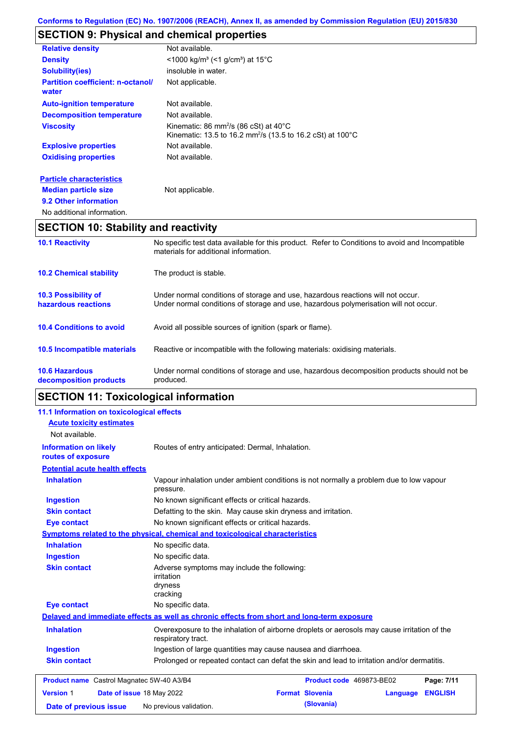## SECTION 9: Physical and chemical properties

| | |
|---|---|
| **Relative density** | Not available. |
| **Density** | <1000 kg/m³ (<1 g/cm³) at 15°C |
| **Solubility(ies)** | insoluble in water. |
| **Partition coefficient: n-octanol/ water** | Not applicable. |
| **Auto-ignition temperature** | Not available. |
| **Decomposition temperature** | Not available. |
| **Viscosity** | Kinematic: 86 mm²/s (86 cSt) at 40°C<br>Kinematic: 13.5 to 16.2 mm²/s (13.5 to 16.2 cSt) at 100°C |
| **Explosive properties** | Not available. |
| **Oxidising properties** | Not available. |

**Particle characteristics**

| | |
|---|---|
| **Median particle size** | Not applicable. |

**9.2 Other information**

No additional information.

## SECTION 10: Stability and reactivity

| | |
|---|---|
| **10.1 Reactivity** | No specific test data available for this product. Refer to Conditions to avoid and Incompatible materials for additional information. |
| **10.2 Chemical stability** | The product is stable. |
| **10.3 Possibility of hazardous reactions** | Under normal conditions of storage and use, hazardous reactions will not occur.<br>Under normal conditions of storage and use, hazardous polymerisation will not occur. |
| **10.4 Conditions to avoid** | Avoid all possible sources of ignition (spark or flame). |
| **10.5 Incompatible materials** | Reactive or incompatible with the following materials: oxidising materials. |
| **10.6 Hazardous decomposition products** | Under normal conditions of storage and use, hazardous decomposition products should not be produced. |

## SECTION 11: Toxicological information

**11.1 Information on toxicological effects**

**Acute toxicity estimates**

Not available.

| | |
|---|---|
| **Information on likely routes of exposure** | Routes of entry anticipated: Dermal, Inhalation. |

**Potential acute health effects**

| | |
|---|---|
| **Inhalation** | Vapour inhalation under ambient conditions is not normally a problem due to low vapour pressure. |
| **Ingestion** | No known significant effects or critical hazards. |
| **Skin contact** | Defatting to the skin. May cause skin dryness and irritation. |
| **Eye contact** | No known significant effects or critical hazards. |

**Symptoms related to the physical, chemical and toxicological characteristics**

| | |
|---|---|
| **Inhalation** | No specific data. |
| **Ingestion** | No specific data. |
| **Skin contact** | Adverse symptoms may include the following:<br>irritation<br>dryness<br>cracking |
| **Eye contact** | No specific data. |

**Delayed and immediate effects as well as chronic effects from short and long-term exposure**

| | |
|---|---|
| **Inhalation** | Overexposure to the inhalation of airborne droplets or aerosols may cause irritation of the respiratory tract. |
| **Ingestion** | Ingestion of large quantities may cause nausea and diarrhoea. |
| **Skin contact** | Prolonged or repeated contact can defat the skin and lead to irritation and/or dermatitis. |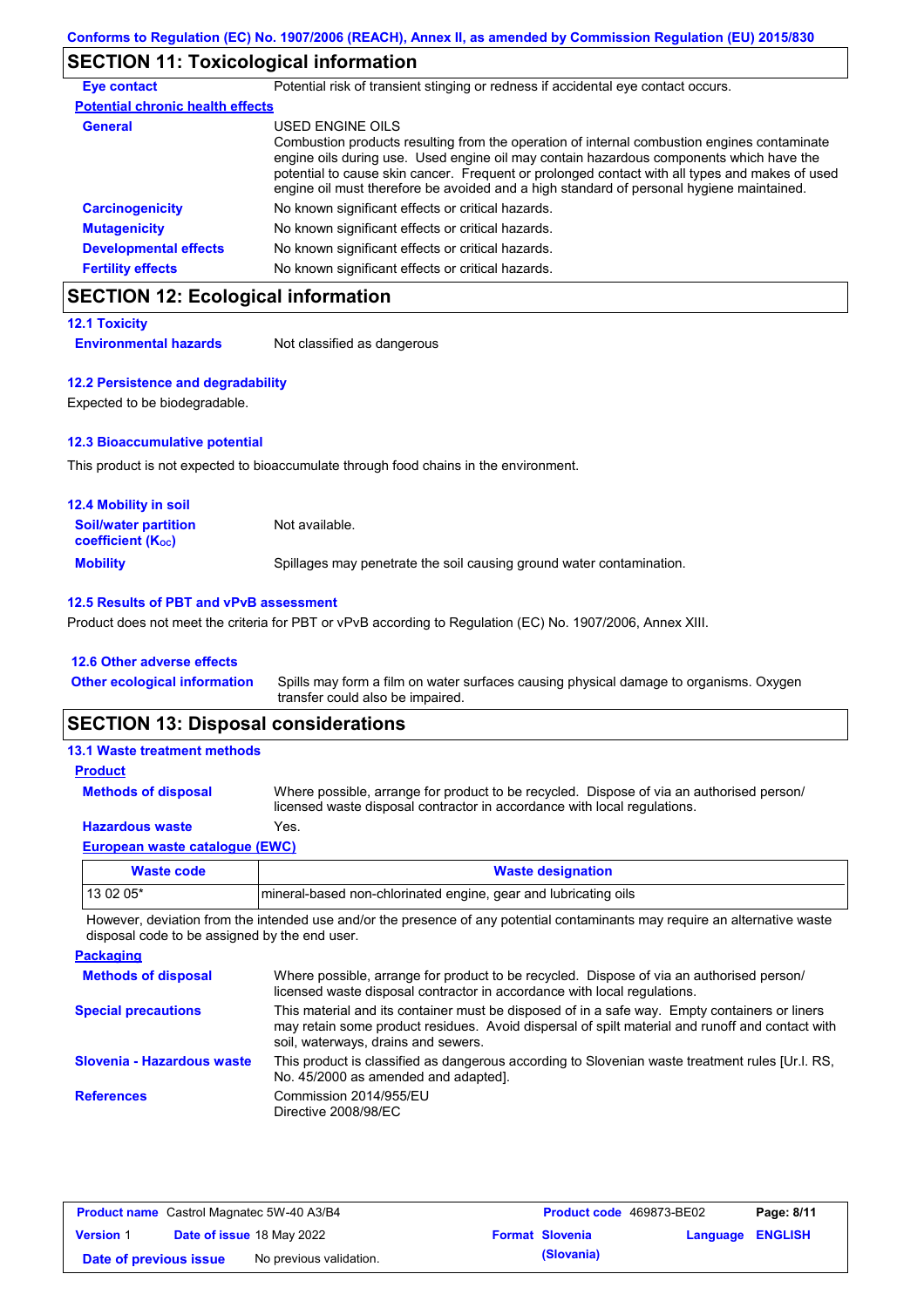## SECTION 11: Toxicological information

**Eye contact** Potential risk of transient stinging or redness if accidental eye contact occurs.

**Potential chronic health effects**

**General** USED ENGINE OILS
Combustion products resulting from the operation of internal combustion engines contaminate engine oils during use. Used engine oil may contain hazardous components which have the potential to cause skin cancer. Frequent or prolonged contact with all types and makes of used engine oil must therefore be avoided and a high standard of personal hygiene maintained.

**Carcinogenicity** No known significant effects or critical hazards.

**Mutagenicity** No known significant effects or critical hazards.

**Developmental effects** No known significant effects or critical hazards.

**Fertility effects** No known significant effects or critical hazards.

## SECTION 12: Ecological information

### 12.1 Toxicity

**Environmental hazards** Not classified as dangerous

### 12.2 Persistence and degradability

Expected to be biodegradable.

### 12.3 Bioaccumulative potential

This product is not expected to bioaccumulate through food chains in the environment.

### 12.4 Mobility in soil

**Soil/water partition coefficient ($K_{OC}$)** Not available.

**Mobility** Spillages may penetrate the soil causing ground water contamination.

### 12.5 Results of PBT and vPvB assessment

Product does not meet the criteria for PBT or vPvB according to Regulation (EC) No. 1907/2006, Annex XIII.

### 12.6 Other adverse effects

**Other ecological information** Spills may form a film on water surfaces causing physical damage to organisms. Oxygen transfer could also be impaired.

## SECTION 13: Disposal considerations

### 13.1 Waste treatment methods

**Product**

**Methods of disposal** Where possible, arrange for product to be recycled. Dispose of via an authorised person/ licensed waste disposal contractor in accordance with local regulations.

**Hazardous waste** Yes.

**European waste catalogue (EWC)**

| Waste code | Waste designation |
|---|---|
| 13 02 05* | mineral-based non-chlorinated engine, gear and lubricating oils |

However, deviation from the intended use and/or the presence of any potential contaminants may require an alternative waste disposal code to be assigned by the end user.

**Packaging**

**Methods of disposal** Where possible, arrange for product to be recycled. Dispose of via an authorised person/ licensed waste disposal contractor in accordance with local regulations.

**Special precautions** This material and its container must be disposed of in a safe way. Empty containers or liners may retain some product residues. Avoid dispersal of spilt material and runoff and contact with soil, waterways, drains and sewers.

**Slovenia - Hazardous waste** This product is classified as dangerous according to Slovenian waste treatment rules [Ur.l. RS, No. 45/2000 as amended and adapted].

**References** Commission 2014/955/EU
Directive 2008/98/EC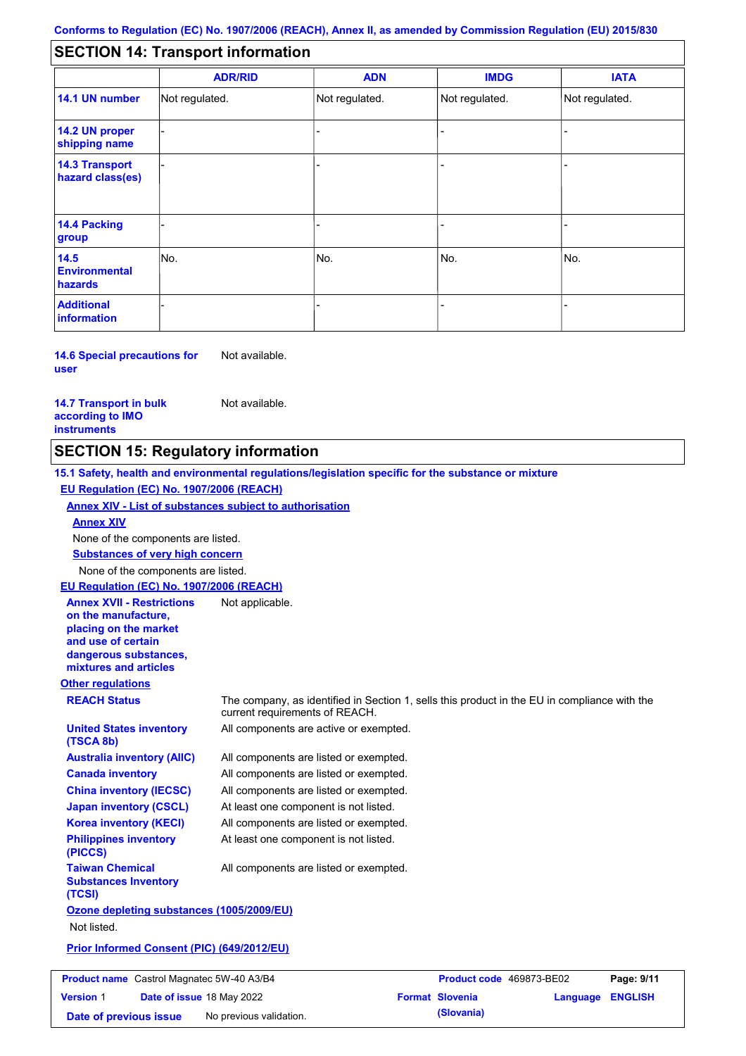Conforms to Regulation (EC) No. 1907/2006 (REACH), Annex II, as amended by Commission Regulation (EU) 2015/830

## SECTION 14: Transport information

| | ADR/RID | ADN | IMDG | IATA |
|---|---|---|---|---|
| **14.1 UN number** | Not regulated. | Not regulated. | Not regulated. | Not regulated. |
| **14.2 UN proper shipping name** | - | - | - | - |
| **14.3 Transport hazard class(es)** | - | - | - | - |
| **14.4 Packing group** | - | - | - | - |
| **14.5 Environmental hazards** | No. | No. | No. | No. |
| **Additional information** | - | - | - | - |

**14.6 Special precautions for user** Not available.

**14.7 Transport in bulk according to IMO instruments** Not available.

## SECTION 15: Regulatory information

**15.1 Safety, health and environmental regulations/legislation specific for the substance or mixture**

**EU Regulation (EC) No. 1907/2006 (REACH)**

**Annex XIV - List of substances subject to authorisation**

**Annex XIV**

None of the components are listed.

**Substances of very high concern**

None of the components are listed.

**EU Regulation (EC) No. 1907/2006 (REACH)**

**Annex XVII - Restrictions on the manufacture, placing on the market and use of certain dangerous substances, mixtures and articles** Not applicable.

**Other regulations**

**REACH Status** The company, as identified in Section 1, sells this product in the EU in compliance with the current requirements of REACH.

**United States inventory (TSCA 8b)** All components are active or exempted.

**Australia inventory (AIIC)** All components are listed or exempted.

**Canada inventory** All components are listed or exempted.

**China inventory (IECSC)** All components are listed or exempted.

**Japan inventory (CSCL)** At least one component is not listed.

**Korea inventory (KECI)** All components are listed or exempted.

**Philippines inventory (PICCS)** At least one component is not listed.

**Taiwan Chemical Substances Inventory (TCSI)** All components are listed or exempted.

**Ozone depleting substances (1005/2009/EU)**

Not listed.

**Prior Informed Consent (PIC) (649/2012/EU)**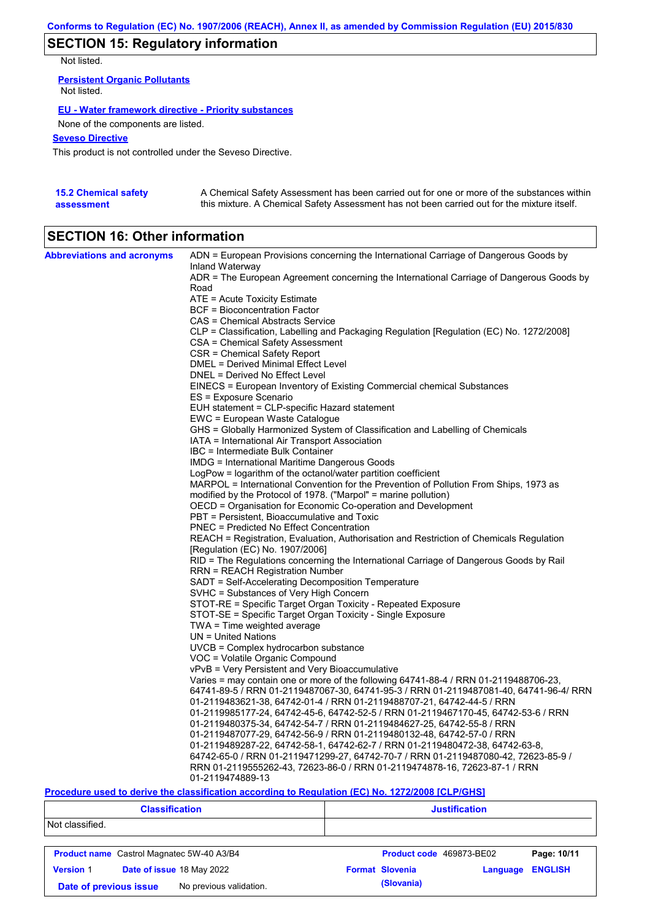## SECTION 15: Regulatory information

Not listed.

**Persistent Organic Pollutants**

Not listed.

**EU - Water framework directive - Priority substances**

None of the components are listed.

**Seveso Directive**

This product is not controlled under the Seveso Directive.

**15.2 Chemical safety assessment**

A Chemical Safety Assessment has been carried out for one or more of the substances within this mixture. A Chemical Safety Assessment has not been carried out for the mixture itself.

## SECTION 16: Other information

**Abbreviations and acronyms**

ADN = European Provisions concerning the International Carriage of Dangerous Goods by Inland Waterway
ADR = The European Agreement concerning the International Carriage of Dangerous Goods by Road
ATE = Acute Toxicity Estimate
BCF = Bioconcentration Factor
CAS = Chemical Abstracts Service
CLP = Classification, Labelling and Packaging Regulation [Regulation (EC) No. 1272/2008]
CSA = Chemical Safety Assessment
CSR = Chemical Safety Report
DMEL = Derived Minimal Effect Level
DNEL = Derived No Effect Level
EINECS = European Inventory of Existing Commercial chemical Substances
ES = Exposure Scenario
EUH statement = CLP-specific Hazard statement
EWC = European Waste Catalogue
GHS = Globally Harmonized System of Classification and Labelling of Chemicals
IATA = International Air Transport Association
IBC = Intermediate Bulk Container
IMDG = International Maritime Dangerous Goods
LogPow = logarithm of the octanol/water partition coefficient
MARPOL = International Convention for the Prevention of Pollution From Ships, 1973 as modified by the Protocol of 1978. ("Marpol" = marine pollution)
OECD = Organisation for Economic Co-operation and Development
PBT = Persistent, Bioaccumulative and Toxic
PNEC = Predicted No Effect Concentration
REACH = Registration, Evaluation, Authorisation and Restriction of Chemicals Regulation [Regulation (EC) No. 1907/2006]
RID = The Regulations concerning the International Carriage of Dangerous Goods by Rail
RRN = REACH Registration Number
SADT = Self-Accelerating Decomposition Temperature
SVHC = Substances of Very High Concern
STOT-RE = Specific Target Organ Toxicity - Repeated Exposure
STOT-SE = Specific Target Organ Toxicity - Single Exposure
TWA = Time weighted average
UN = United Nations
UVCB = Complex hydrocarbon substance
VOC = Volatile Organic Compound
vPvB = Very Persistent and Very Bioaccumulative
Varies = may contain one or more of the following 64741-88-4 / RRN 01-2119488706-23, 64741-89-5 / RRN 01-2119487067-30, 64741-95-3 / RRN 01-2119487081-40, 64741-96-4/ RRN 01-2119483621-38, 64742-01-4 / RRN 01-2119488707-21, 64742-44-5 / RRN 01-2119985177-24, 64742-45-6, 64742-52-5 / RRN 01-2119467170-45, 64742-53-6 / RRN 01-2119480375-34, 64742-54-7 / RRN 01-2119484627-25, 64742-55-8 / RRN 01-2119487077-29, 64742-56-9 / RRN 01-2119480132-48, 64742-57-0 / RRN 01-2119489287-22, 64742-58-1, 64742-62-7 / RRN 01-2119480472-38, 64742-63-8, 64742-65-0 / RRN 01-2119471299-27, 64742-70-7 / RRN 01-2119487080-42, 72623-85-9 / RRN 01-2119555262-43, 72623-86-0 / RRN 01-2119474878-16, 72623-87-1 / RRN 01-2119474889-13

**Procedure used to derive the classification according to Regulation (EC) No. 1272/2008 [CLP/GHS]**

| Classification | Justification |
|---|---|
| Not classified. | |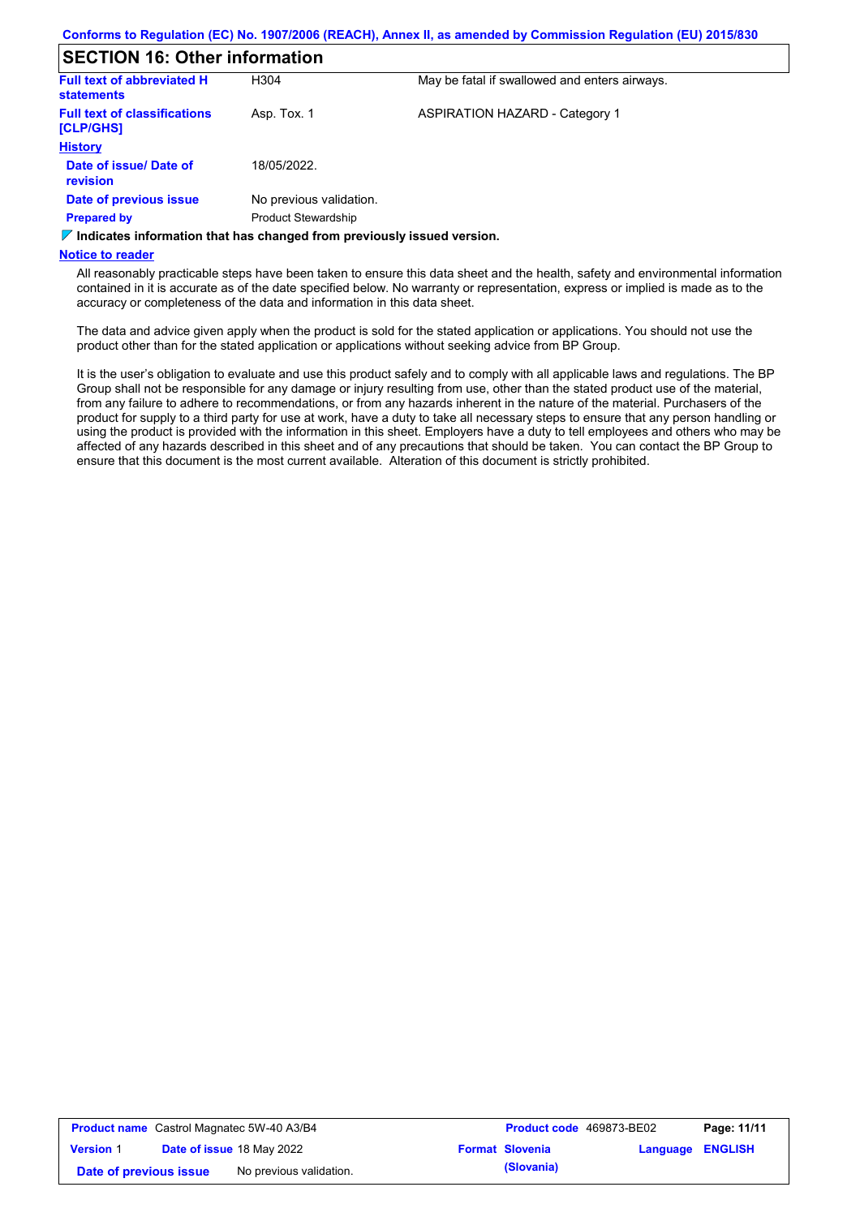## SECTION 16: Other information

| | | |
|---|---|---|
| **Full text of abbreviated H statements** | H304 | May be fatal if swallowed and enters airways. |
| **Full text of classifications [CLP/GHS]** | Asp. Tox. 1 | ASPIRATION HAZARD - Category 1 |

**History**

| | |
|---|---|
| **Date of issue/ Date of revision** | 18/05/2022. |
| **Date of previous issue** | No previous validation. |
| **Prepared by** | Product Stewardship |

**Indicates information that has changed from previously issued version.**

**Notice to reader**

All reasonably practicable steps have been taken to ensure this data sheet and the health, safety and environmental information contained in it is accurate as of the date specified below. No warranty or representation, express or implied is made as to the accuracy or completeness of the data and information in this data sheet.

The data and advice given apply when the product is sold for the stated application or applications. You should not use the product other than for the stated application or applications without seeking advice from BP Group.

It is the user's obligation to evaluate and use this product safely and to comply with all applicable laws and regulations. The BP Group shall not be responsible for any damage or injury resulting from use, other than the stated product use of the material, from any failure to adhere to recommendations, or from any hazards inherent in the nature of the material. Purchasers of the product for supply to a third party for use at work, have a duty to take all necessary steps to ensure that any person handling or using the product is provided with the information in this sheet. Employers have a duty to tell employees and others who may be affected of any hazards described in this sheet and of any precautions that should be taken. You can contact the BP Group to ensure that this document is the most current available. Alteration of this document is strictly prohibited.